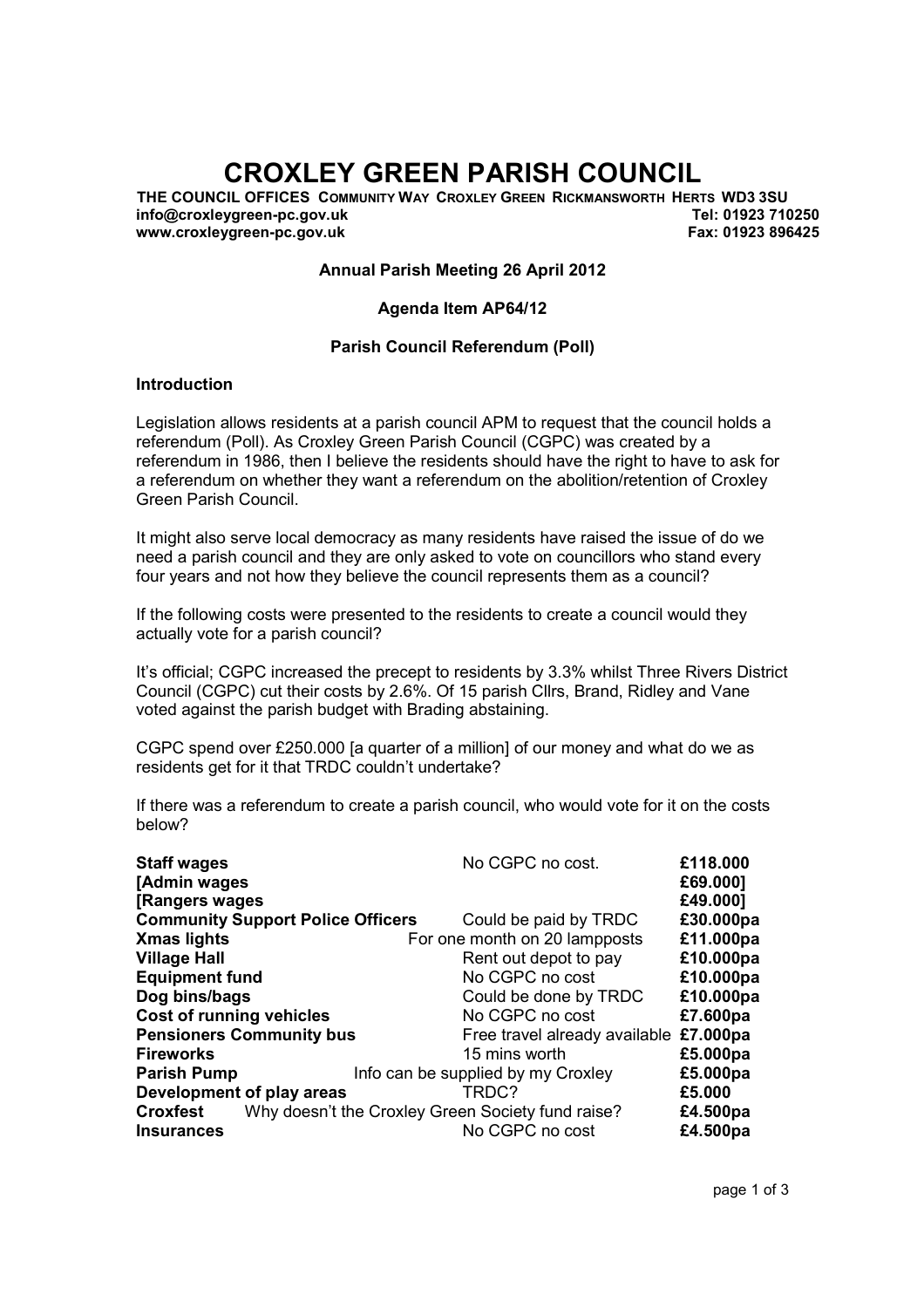# CROXLEY GREEN PARISH COUNCIL

**THE COUNCIL OFFICES COMMUNITY WAY CROXLEY GREEN RICKMANSWORTH HERTS WD3 3SU**
**info@croxleygreen-pc.gov.uk** **Tel: 01923 710250**
**www.croxleygreen-pc.gov.uk** **Fax: 01923 896425**

**Annual Parish Meeting 26 April 2012**

**Agenda Item AP64/12**

**Parish Council Referendum (Poll)**

**Introduction**

Legislation allows residents at a parish council APM to request that the council holds a referendum (Poll). As Croxley Green Parish Council (CGPC) was created by a referendum in 1986, then I believe the residents should have the right to have to ask for a referendum on whether they want a referendum on the abolition/retention of Croxley Green Parish Council.

It might also serve local democracy as many residents have raised the issue of do we need a parish council and they are only asked to vote on councillors who stand every four years and not how they believe the council represents them as a council?

If the following costs were presented to the residents to create a council would they actually vote for a parish council?

It's official; CGPC increased the precept to residents by 3.3% whilst Three Rivers District Council (CGPC) cut their costs by 2.6%. Of 15 parish Cllrs, Brand, Ridley and Vane voted against the parish budget with Brading abstaining.

CGPC spend over £250.000 [a quarter of a million] of our money and what do we as residents get for it that TRDC couldn't undertake?

If there was a referendum to create a parish council, who would vote for it on the costs below?

| | | |
|---|---|---|
| **Staff wages** | No CGPC no cost. | **£118.000** |
| **[Admin wages** | | **£69.000]** |
| **[Rangers wages** | | **£49.000]** |
| **Community Support Police Officers** | Could be paid by TRDC | **£30.000pa** |
| **Xmas lights** | For one month on 20 lampposts | **£11.000pa** |
| **Village Hall** | Rent out depot to pay | **£10.000pa** |
| **Equipment fund** | No CGPC no cost | **£10.000pa** |
| **Dog bins/bags** | Could be done by TRDC | **£10.000pa** |
| **Cost of running vehicles** | No CGPC no cost | **£7.600pa** |
| **Pensioners Community bus** | Free travel already available | **£7.000pa** |
| **Fireworks** | 15 mins worth | **£5.000pa** |
| **Parish Pump** | Info can be supplied by my Croxley | **£5.000pa** |
| **Development of play areas** | TRDC? | **£5.000** |
| **Croxfest** | Why doesn't the Croxley Green Society fund raise? | **£4.500pa** |
| **Insurances** | No CGPC no cost | **£4.500pa** |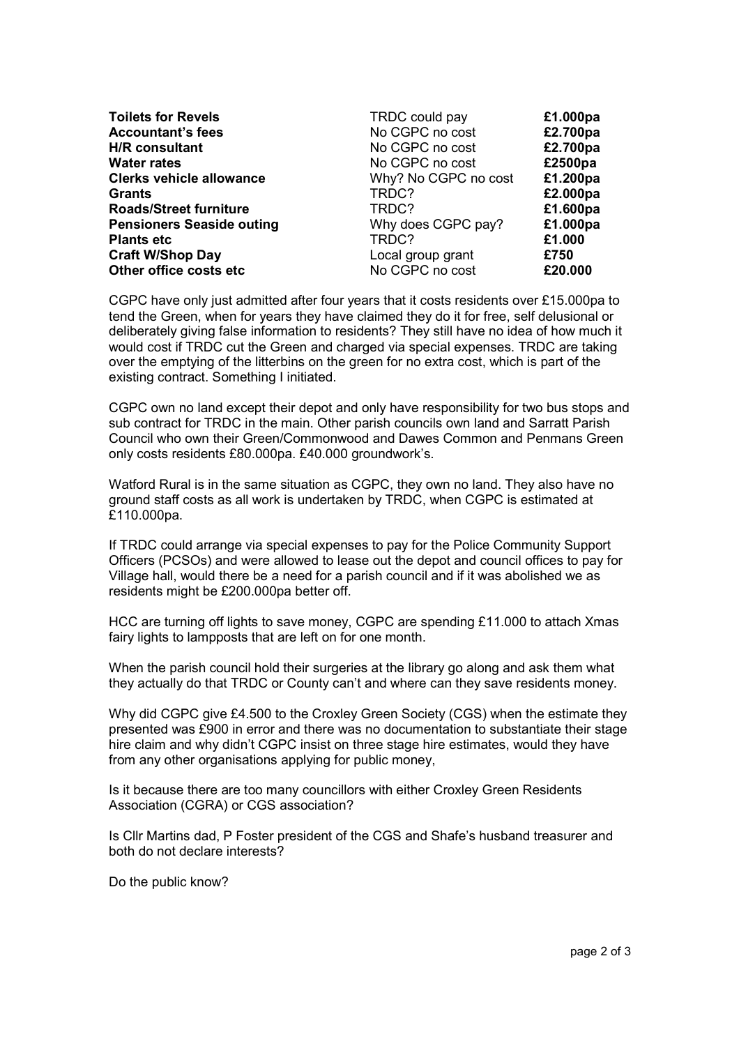| | | |
|---|---|---|
| **Toilets for Revels** | TRDC could pay | **£1.000pa** |
| **Accountant's fees** | No CGPC no cost | **£2.700pa** |
| **H/R consultant** | No CGPC no cost | **£2.700pa** |
| **Water rates** | No CGPC no cost | **£2500pa** |
| **Clerks vehicle allowance** | Why? No CGPC no cost | **£1.200pa** |
| **Grants** | TRDC? | **£2.000pa** |
| **Roads/Street furniture** | TRDC? | **£1.600pa** |
| **Pensioners Seaside outing** | Why does CGPC pay? | **£1.000pa** |
| **Plants etc** | TRDC? | **£1.000** |
| **Craft W/Shop Day** | Local group grant | **£750** |
| **Other office costs etc** | No CGPC no cost | **£20.000** |

CGPC have only just admitted after four years that it costs residents over £15.000pa to tend the Green, when for years they have claimed they do it for free, self delusional or deliberately giving false information to residents? They still have no idea of how much it would cost if TRDC cut the Green and charged via special expenses. TRDC are taking over the emptying of the litterbins on the green for no extra cost, which is part of the existing contract. Something I initiated.

CGPC own no land except their depot and only have responsibility for two bus stops and sub contract for TRDC in the main. Other parish councils own land and Sarratt Parish Council who own their Green/Commonwood and Dawes Common and Penmans Green only costs residents £80.000pa. £40.000 groundwork's.

Watford Rural is in the same situation as CGPC, they own no land. They also have no ground staff costs as all work is undertaken by TRDC, when CGPC is estimated at £110.000pa.

If TRDC could arrange via special expenses to pay for the Police Community Support Officers (PCSOs) and were allowed to lease out the depot and council offices to pay for Village hall, would there be a need for a parish council and if it was abolished we as residents might be £200.000pa better off.

HCC are turning off lights to save money, CGPC are spending £11.000 to attach Xmas fairy lights to lampposts that are left on for one month.

When the parish council hold their surgeries at the library go along and ask them what they actually do that TRDC or County can't and where can they save residents money.

Why did CGPC give £4.500 to the Croxley Green Society (CGS) when the estimate they presented was £900 in error and there was no documentation to substantiate their stage hire claim and why didn't CGPC insist on three stage hire estimates, would they have from any other organisations applying for public money,

Is it because there are too many councillors with either Croxley Green Residents Association (CGRA) or CGS association?

Is Cllr Martins dad, P Foster president of the CGS and Shafe's husband treasurer and both do not declare interests?

Do the public know?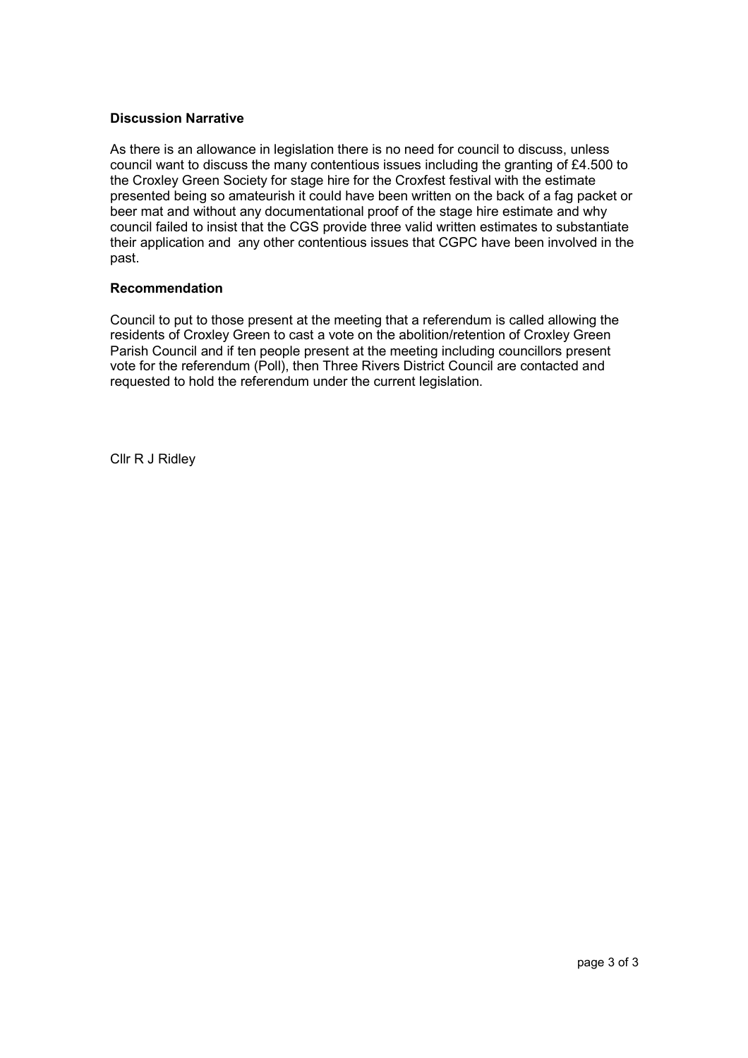**Discussion Narrative**

As there is an allowance in legislation there is no need for council to discuss, unless council want to discuss the many contentious issues including the granting of £4.500 to the Croxley Green Society for stage hire for the Croxfest festival with the estimate presented being so amateurish it could have been written on the back of a fag packet or beer mat and without any documentational proof of the stage hire estimate and why council failed to insist that the CGS provide three valid written estimates to substantiate their application and any other contentious issues that CGPC have been involved in the past.

**Recommendation**

Council to put to those present at the meeting that a referendum is called allowing the residents of Croxley Green to cast a vote on the abolition/retention of Croxley Green Parish Council and if ten people present at the meeting including councillors present vote for the referendum (Poll), then Three Rivers District Council are contacted and requested to hold the referendum under the current legislation.

Cllr R J Ridley